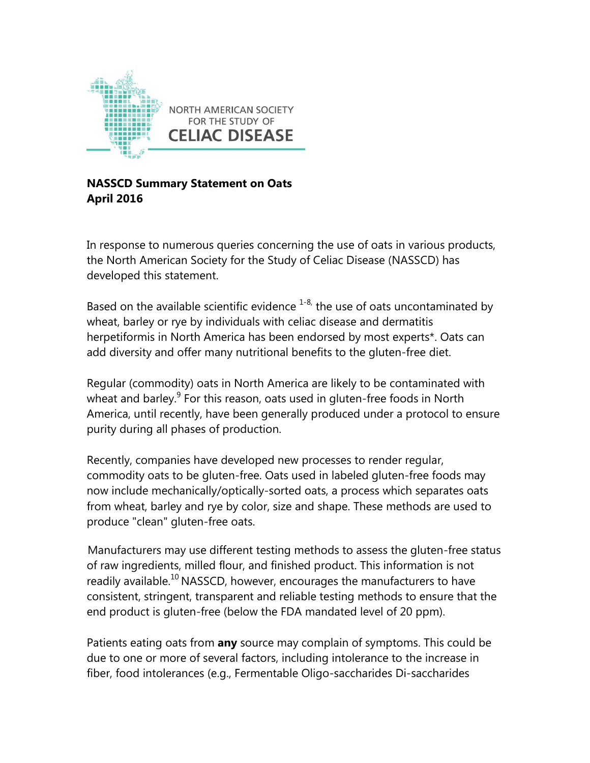NORTH AMERICAN SOCIETY FOR THE STUDY OF CELIAC DISEASE

**NASSCD Summary Statement on Oats**
**April 2016**

In response to numerous queries concerning the use of oats in various products, the North American Society for the Study of Celiac Disease (NASSCD) has developed this statement.

Based on the available scientific evidence [1-8], the use of oats uncontaminated by wheat, barley or rye by individuals with celiac disease and dermatitis herpetiformis in North America has been endorsed by most experts*. Oats can add diversity and offer many nutritional benefits to the gluten-free diet.

Regular (commodity) oats in North America are likely to be contaminated with wheat and barley.[9] For this reason, oats used in gluten-free foods in North America, until recently, have been generally produced under a protocol to ensure purity during all phases of production.

Recently, companies have developed new processes to render regular, commodity oats to be gluten-free. Oats used in labeled gluten-free foods may now include mechanically/optically-sorted oats, a process which separates oats from wheat, barley and rye by color, size and shape. These methods are used to produce "clean" gluten-free oats.

Manufacturers may use different testing methods to assess the gluten-free status of raw ingredients, milled flour, and finished product. This information is not readily available.[10] NASSCD, however, encourages the manufacturers to have consistent, stringent, transparent and reliable testing methods to ensure that the end product is gluten-free (below the FDA mandated level of 20 ppm).

Patients eating oats from **any** source may complain of symptoms. This could be due to one or more of several factors, including intolerance to the increase in fiber, food intolerances (e.g., Fermentable Oligo-saccharides Di-saccharides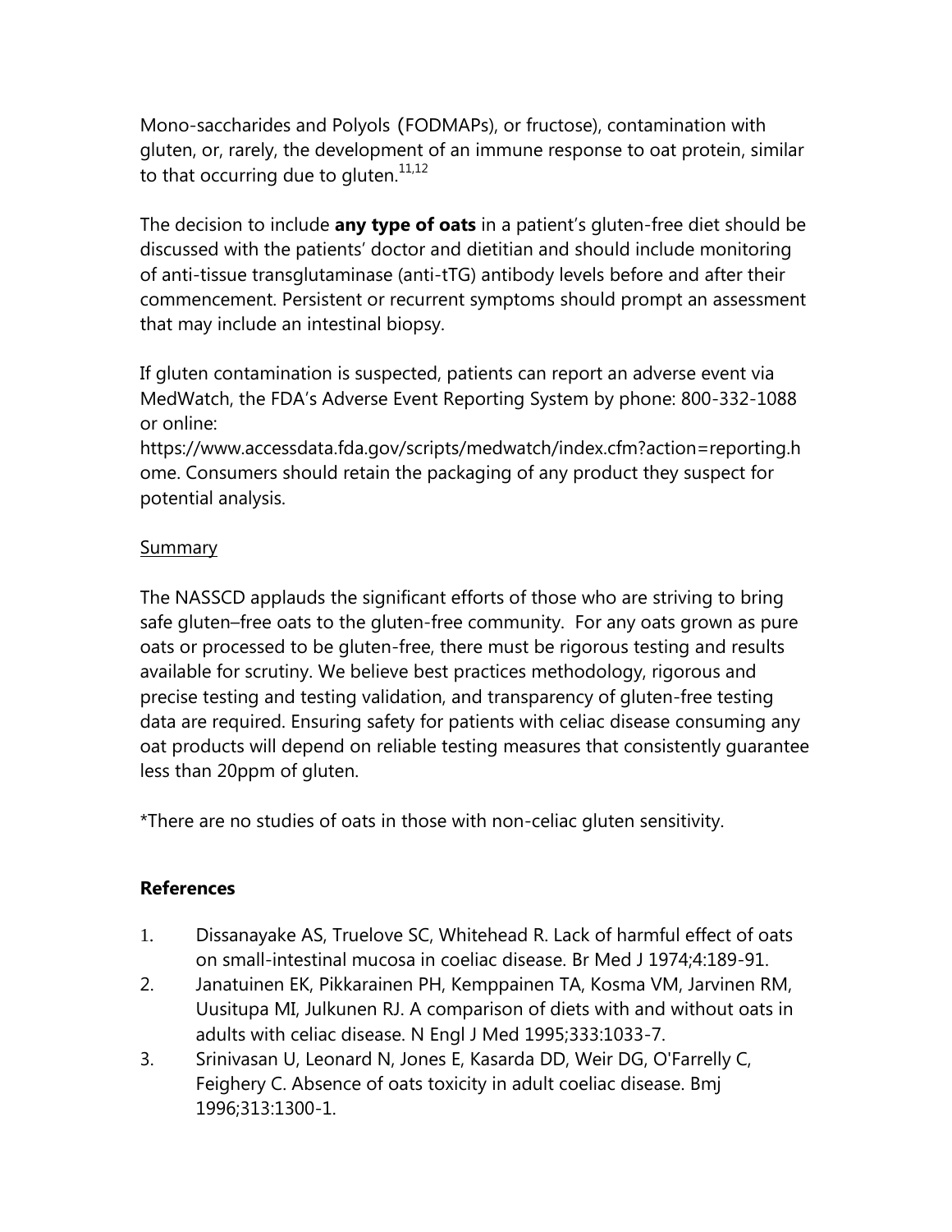Mono-saccharides and Polyols (FODMAPs), or fructose), contamination with gluten, or, rarely, the development of an immune response to oat protein, similar to that occurring due to gluten.[11,12]

The decision to include **any type of oats** in a patient's gluten-free diet should be discussed with the patients' doctor and dietitian and should include monitoring of anti-tissue transglutaminase (anti-tTG) antibody levels before and after their commencement. Persistent or recurrent symptoms should prompt an assessment that may include an intestinal biopsy.

If gluten contamination is suspected, patients can report an adverse event via MedWatch, the FDA's Adverse Event Reporting System by phone: 800-332-1088 or online: https://www.accessdata.fda.gov/scripts/medwatch/index.cfm?action=reporting.home. Consumers should retain the packaging of any product they suspect for potential analysis.

Summary

The NASSCD applauds the significant efforts of those who are striving to bring safe gluten–free oats to the gluten-free community. For any oats grown as pure oats or processed to be gluten-free, there must be rigorous testing and results available for scrutiny. We believe best practices methodology, rigorous and precise testing and testing validation, and transparency of gluten-free testing data are required. Ensuring safety for patients with celiac disease consuming any oat products will depend on reliable testing measures that consistently guarantee less than 20ppm of gluten.

*There are no studies of oats in those with non-celiac gluten sensitivity.

**References**

1. Dissanayake AS, Truelove SC, Whitehead R. Lack of harmful effect of oats on small-intestinal mucosa in coeliac disease. Br Med J 1974;4:189-91.
2. Janatuinen EK, Pikkarainen PH, Kemppainen TA, Kosma VM, Jarvinen RM, Uusitupa MI, Julkunen RJ. A comparison of diets with and without oats in adults with celiac disease. N Engl J Med 1995;333:1033-7.
3. Srinivasan U, Leonard N, Jones E, Kasarda DD, Weir DG, O'Farrelly C, Feighery C. Absence of oats toxicity in adult coeliac disease. Bmj 1996;313:1300-1.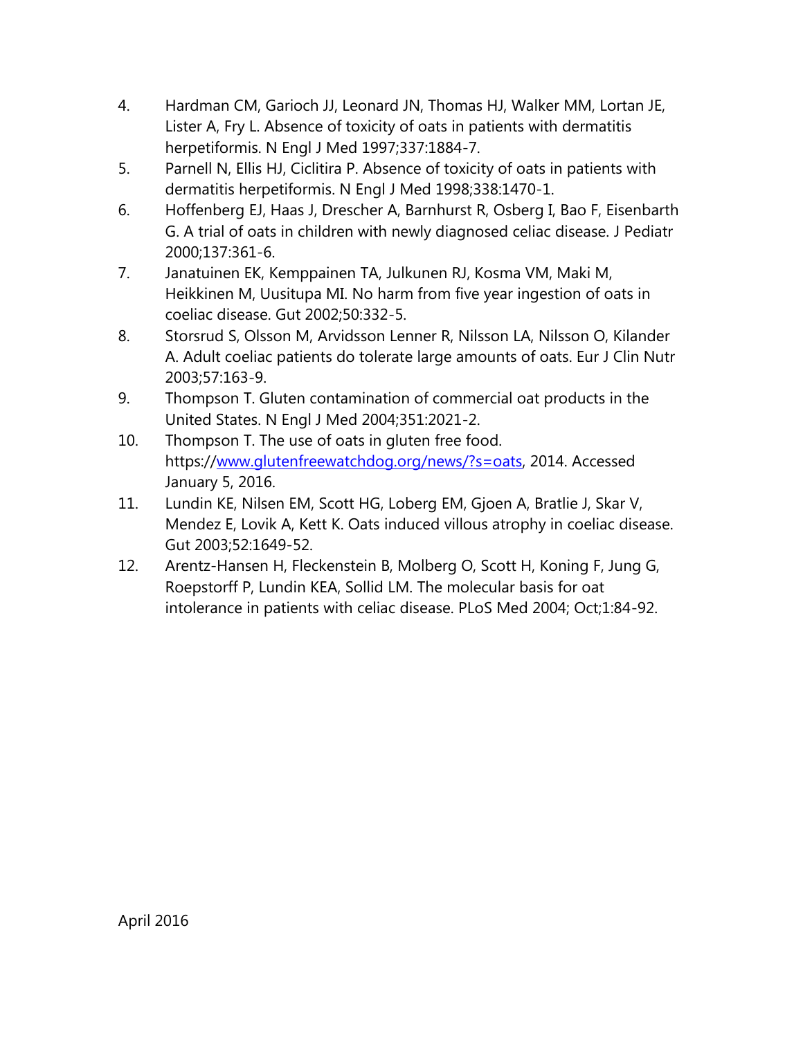4. Hardman CM, Garioch JJ, Leonard JN, Thomas HJ, Walker MM, Lortan JE, Lister A, Fry L. Absence of toxicity of oats in patients with dermatitis herpetiformis. N Engl J Med 1997;337:1884-7.
5. Parnell N, Ellis HJ, Ciclitira P. Absence of toxicity of oats in patients with dermatitis herpetiformis. N Engl J Med 1998;338:1470-1.
6. Hoffenberg EJ, Haas J, Drescher A, Barnhurst R, Osberg I, Bao F, Eisenbarth G. A trial of oats in children with newly diagnosed celiac disease. J Pediatr 2000;137:361-6.
7. Janatuinen EK, Kemppainen TA, Julkunen RJ, Kosma VM, Maki M, Heikkinen M, Uusitupa MI. No harm from five year ingestion of oats in coeliac disease. Gut 2002;50:332-5.
8. Storsrud S, Olsson M, Arvidsson Lenner R, Nilsson LA, Nilsson O, Kilander A. Adult coeliac patients do tolerate large amounts of oats. Eur J Clin Nutr 2003;57:163-9.
9. Thompson T. Gluten contamination of commercial oat products in the United States. N Engl J Med 2004;351:2021-2.
10. Thompson T. The use of oats in gluten free food. https://www.glutenfreewatchdog.org/news/?s=oats, 2014. Accessed January 5, 2016.
11. Lundin KE, Nilsen EM, Scott HG, Loberg EM, Gjoen A, Bratlie J, Skar V, Mendez E, Lovik A, Kett K. Oats induced villous atrophy in coeliac disease. Gut 2003;52:1649-52.
12. Arentz-Hansen H, Fleckenstein B, Molberg O, Scott H, Koning F, Jung G, Roepstorff P, Lundin KEA, Sollid LM. The molecular basis for oat intolerance in patients with celiac disease. PLoS Med 2004; Oct;1:84-92.

April 2016